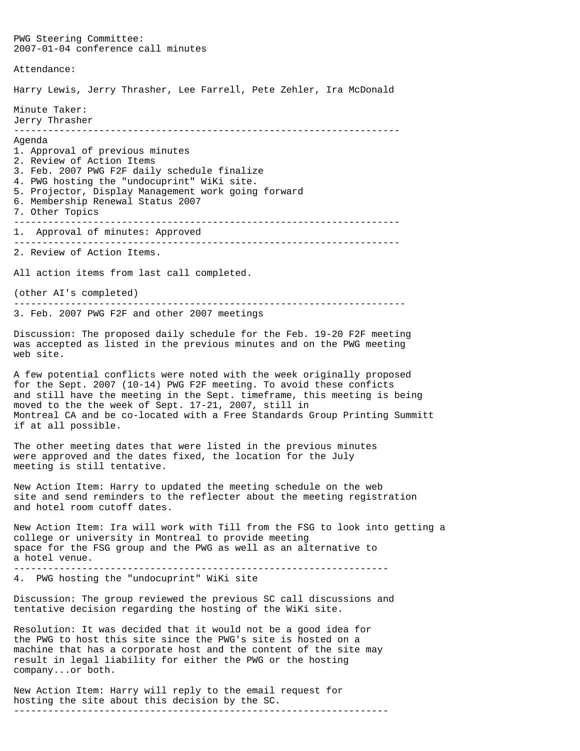PWG Steering Committee:
2007-01-04 conference call minutes

Attendance:

Harry Lewis, Jerry Thrasher, Lee Farrell, Pete Zehler, Ira McDonald

Minute Taker:
Jerry Thrasher

---

Agenda

1. Approval of previous minutes
2. Review of Action Items
3. Feb. 2007 PWG F2F daily schedule finalize
4. PWG hosting the "undocuprint" WiKi site.
5. Projector, Display Management work going forward
6. Membership Renewal Status 2007
7. Other Topics

---

1. Approval of minutes: Approved

---

2. Review of Action Items.

All action items from last call completed.

(other AI's completed)

---

3. Feb. 2007 PWG F2F and other 2007 meetings

Discussion: The proposed daily schedule for the Feb. 19-20 F2F meeting was accepted as listed in the previous minutes and on the PWG meeting web site.

A few potential conflicts were noted with the week originally proposed for the Sept. 2007 (10-14) PWG F2F meeting. To avoid these confict and still have the meeting in the Sept. timeframe, this meeting is being moved to the the week of Sept. 17-21, 2007, still in Montreal CA and be co-located with a Free Standards Group Printing Summitt if at all possible.

The other meeting dates that were listed in the previous minutes were approved and the dates fixed, the location for the July meeting is still tentative.

New Action Item: Harry to updated the meeting schedule on the web site and send reminders to the reflecter about the meeting registration and hotel room cutoff dates.

New Action Item: Ira will work with Till from the FSG to look into getting a college or university in Montreal to provide meeting space for the FSG group and the PWG as well as an alternative to a hotel venue.

---

4. PWG hosting the "undocuprint" WiKi site

Discussion: The group reviewed the previous SC call discussions and tentative decision regarding the hosting of the WiKi site.

Resolution: It was decided that it would not be a good idea for the PWG to host this site since the PWG's site is hosted on a machine that has a corporate host and the content of the site may result in legal liability for either the PWG or the hosting company...or both.

New Action Item: Harry will reply to the email request for hosting the site about this decision by the SC.

---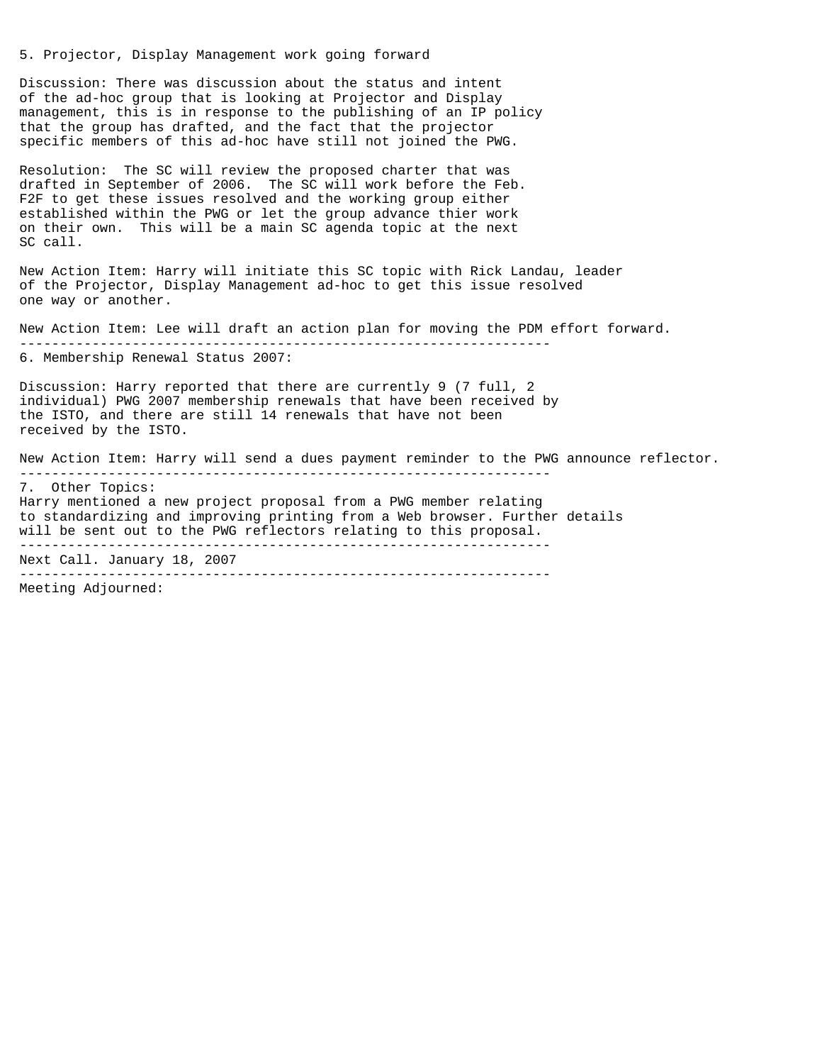5. Projector, Display Management work going forward

Discussion: There was discussion about the status and intent of the ad-hoc group that is looking at Projector and Display management, this is in response to the publishing of an IP policy that the group has drafted, and the fact that the projector specific members of this ad-hoc have still not joined the PWG.

Resolution: The SC will review the proposed charter that was drafted in September of 2006. The SC will work before the Feb. F2F to get these issues resolved and the working group either established within the PWG or let the group advance thier work on their own. This will be a main SC agenda topic at the next SC call.

New Action Item: Harry will initiate this SC topic with Rick Landau, leader of the Projector, Display Management ad-hoc to get this issue resolved one way or another.

New Action Item: Lee will draft an action plan for moving the PDM effort forward.

---

6. Membership Renewal Status 2007:

Discussion: Harry reported that there are currently 9 (7 full, 2 individual) PWG 2007 membership renewals that have been received by the ISTO, and there are still 14 renewals that have not been received by the ISTO.

New Action Item: Harry will send a dues payment reminder to the PWG announce reflector.

---

7. Other Topics:

Harry mentioned a new project proposal from a PWG member relating to standardizing and improving printing from a Web browser. Further details will be sent out to the PWG reflectors relating to this proposal.

---

Next Call. January 18, 2007

---

Meeting Adjourned: